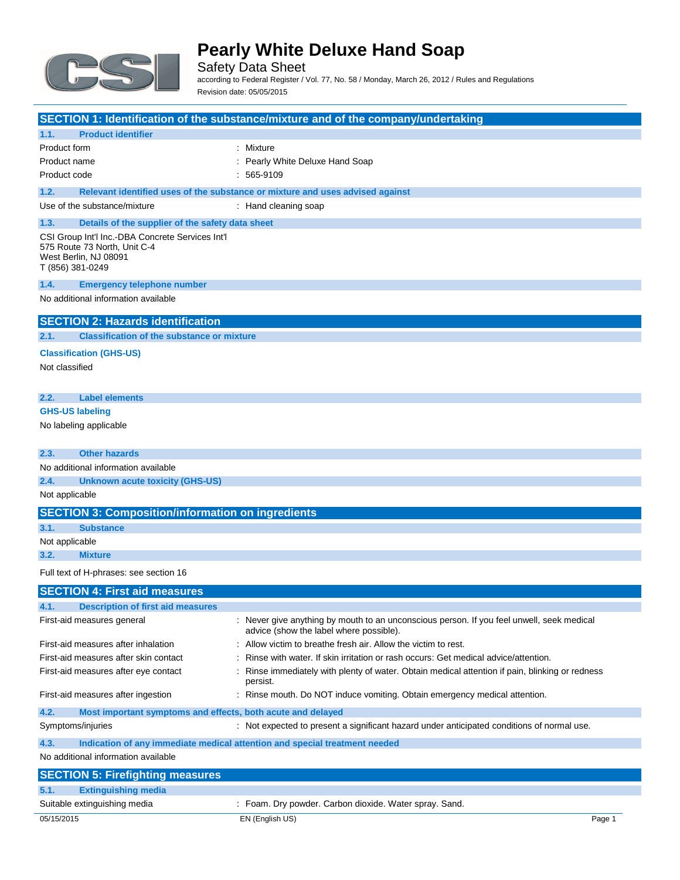# Pearly White Deluxe Hand Soap

Safety Data Sheet

according to Federal Register / Vol. 77, No. 58 / Monday, March 26, 2012 / Rules and Regulations

Revision date: 05/05/2015

## SECTION 1: Identification of the substance/mixture and of the company/undertaking

### 1.1. Product identifier

| | |
|---|---|
| Product form | : Mixture |
| Product name | : Pearly White Deluxe Hand Soap |
| Product code | : 565-9109 |

### 1.2. Relevant identified uses of the substance or mixture and uses advised against

| | |
|---|---|
| Use of the substance/mixture | : Hand cleaning soap |

### 1.3. Details of the supplier of the safety data sheet

CSI Group Int'l Inc.-DBA Concrete Services Int'l
575 Route 73 North, Unit C-4
West Berlin, NJ 08091
T (856) 381-0249

### 1.4. Emergency telephone number

No additional information available

## SECTION 2: Hazards identification

### 2.1. Classification of the substance or mixture

**Classification (GHS-US)**

Not classified

### 2.2. Label elements

**GHS-US labeling**

No labeling applicable

### 2.3. Other hazards

No additional information available

### 2.4. Unknown acute toxicity (GHS-US)

Not applicable

## SECTION 3: Composition/information on ingredients

### 3.1. Substance

Not applicable

### 3.2. Mixture

Full text of H-phrases: see section 16

## SECTION 4: First aid measures

### 4.1. Description of first aid measures

| | |
|---|---|
| First-aid measures general | : Never give anything by mouth to an unconscious person. If you feel unwell, seek medical advice (show the label where possible). |
| First-aid measures after inhalation | : Allow victim to breathe fresh air. Allow the victim to rest. |
| First-aid measures after skin contact | : Rinse with water. If skin irritation or rash occurs: Get medical advice/attention. |
| First-aid measures after eye contact | : Rinse immediately with plenty of water. Obtain medical attention if pain, blinking or redness persist. |
| First-aid measures after ingestion | : Rinse mouth. Do NOT induce vomiting. Obtain emergency medical attention. |

### 4.2. Most important symptoms and effects, both acute and delayed

| | |
|---|---|
| Symptoms/injuries | : Not expected to present a significant hazard under anticipated conditions of normal use. |

### 4.3. Indication of any immediate medical attention and special treatment needed

No additional information available

## SECTION 5: Firefighting measures

### 5.1. Extinguishing media

| | |
|---|---|
| Suitable extinguishing media | : Foam. Dry powder. Carbon dioxide. Water spray. Sand. |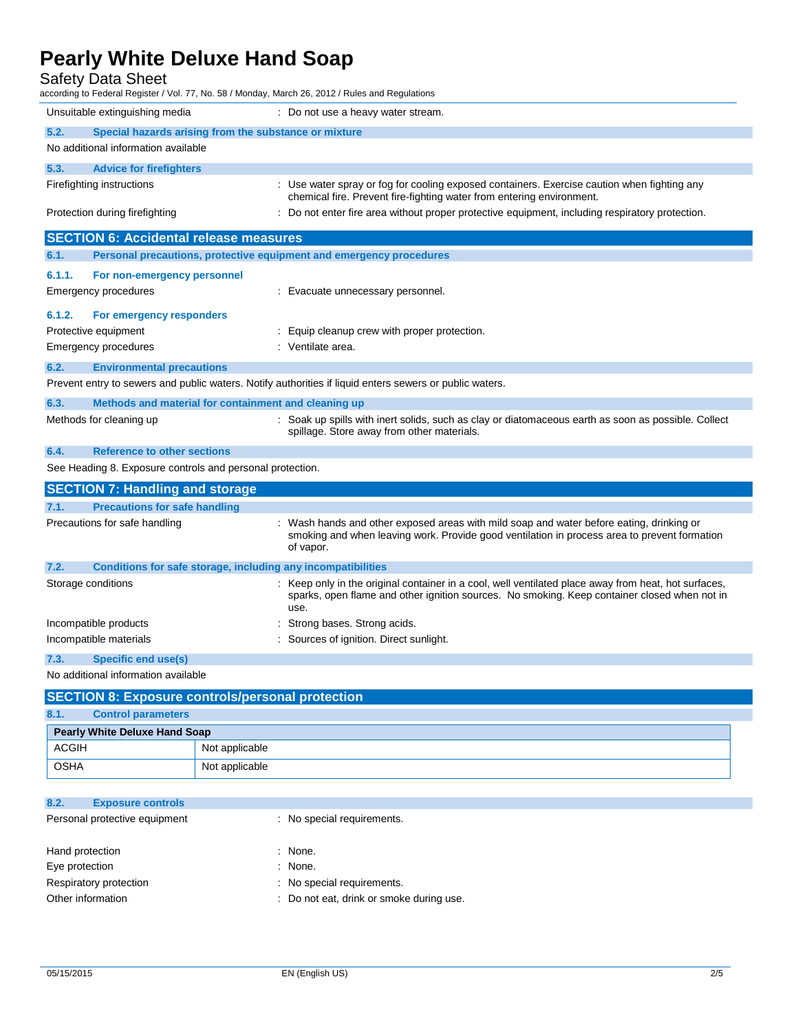Unsuitable extinguishing media : Do not use a heavy water stream.

### 5.2. Special hazards arising from the substance or mixture

No additional information available

### 5.3. Advice for firefighters

Firefighting instructions : Use water spray or fog for cooling exposed containers. Exercise caution when fighting any chemical fire. Prevent fire-fighting water from entering environment.

Protection during firefighting : Do not enter fire area without proper protective equipment, including respiratory protection.

## SECTION 6: Accidental release measures

### 6.1. Personal precautions, protective equipment and emergency procedures

#### 6.1.1. For non-emergency personnel

Emergency procedures : Evacuate unnecessary personnel.

#### 6.1.2. For emergency responders

Protective equipment : Equip cleanup crew with proper protection.

Emergency procedures : Ventilate area.

### 6.2. Environmental precautions

Prevent entry to sewers and public waters. Notify authorities if liquid enters sewers or public waters.

### 6.3. Methods and material for containment and cleaning up

Methods for cleaning up : Soak up spills with inert solids, such as clay or diatomaceous earth as soon as possible. Collect spillage. Store away from other materials.

### 6.4. Reference to other sections

See Heading 8. Exposure controls and personal protection.

## SECTION 7: Handling and storage

### 7.1. Precautions for safe handling

Precautions for safe handling : Wash hands and other exposed areas with mild soap and water before eating, drinking or smoking and when leaving work. Provide good ventilation in process area to prevent formation of vapor.

### 7.2. Conditions for safe storage, including any incompatibilities

Storage conditions : Keep only in the original container in a cool, well ventilated place away from heat, hot surfaces, sparks, open flame and other ignition sources. No smoking. Keep container closed when not in use.

Incompatible products : Strong bases. Strong acids.

Incompatible materials : Sources of ignition. Direct sunlight.

### 7.3. Specific end use(s)

No additional information available

## SECTION 8: Exposure controls/personal protection

### 8.1. Control parameters

| Pearly White Deluxe Hand Soap | |
|---|---|
| ACGIH | Not applicable |
| OSHA | Not applicable |

### 8.2. Exposure controls

Personal protective equipment : No special requirements.

Hand protection : None.

Eye protection : None.

Respiratory protection : No special requirements.

Other information : Do not eat, drink or smoke during use.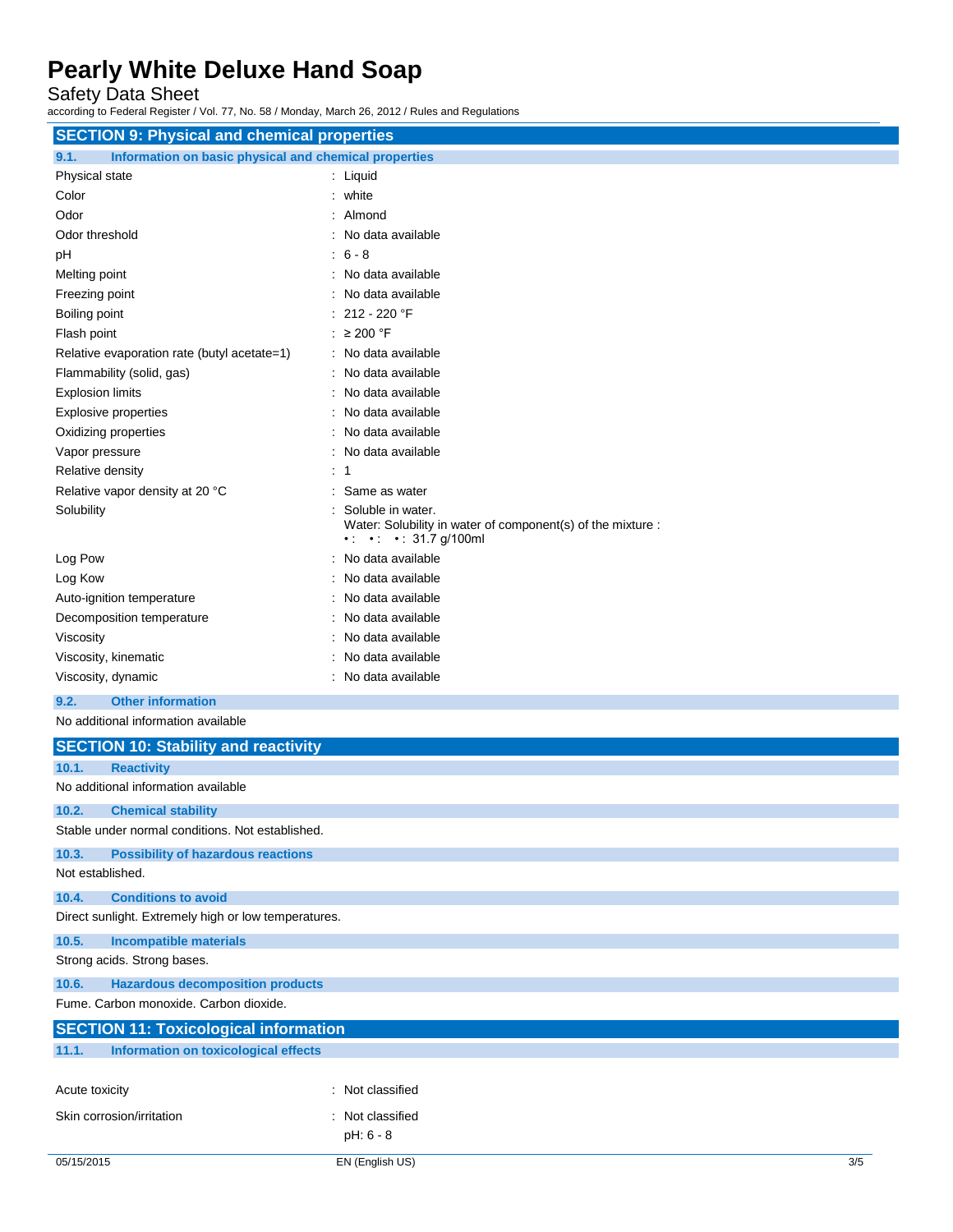## SECTION 9: Physical and chemical properties

### 9.1. Information on basic physical and chemical properties

| Property | Value |
|---|---|
| Physical state | Liquid |
| Color | white |
| Odor | Almond |
| Odor threshold | No data available |
| pH | 6 - 8 |
| Melting point | No data available |
| Freezing point | No data available |
| Boiling point | 212 - 220 °F |
| Flash point | ≥ 200 °F |
| Relative evaporation rate (butyl acetate=1) | No data available |
| Flammability (solid, gas) | No data available |
| Explosion limits | No data available |
| Explosive properties | No data available |
| Oxidizing properties | No data available |
| Vapor pressure | No data available |
| Relative density | 1 |
| Relative vapor density at 20 °C | Same as water |
| Solubility | Soluble in water. Water: Solubility in water of component(s) of the mixture : • : • : • : 31.7 g/100ml |
| Log Pow | No data available |
| Log Kow | No data available |
| Auto-ignition temperature | No data available |
| Decomposition temperature | No data available |
| Viscosity | No data available |
| Viscosity, kinematic | No data available |
| Viscosity, dynamic | No data available |

### 9.2. Other information

No additional information available

## SECTION 10: Stability and reactivity

### 10.1. Reactivity

No additional information available

### 10.2. Chemical stability

Stable under normal conditions. Not established.

### 10.3. Possibility of hazardous reactions

Not established.

### 10.4. Conditions to avoid

Direct sunlight. Extremely high or low temperatures.

### 10.5. Incompatible materials

Strong acids. Strong bases.

### 10.6. Hazardous decomposition products

Fume. Carbon monoxide. Carbon dioxide.

## SECTION 11: Toxicological information

### 11.1. Information on toxicological effects

| Property | Value |
|---|---|
| Acute toxicity | Not classified |
| Skin corrosion/irritation | Not classified<br>pH: 6 - 8 |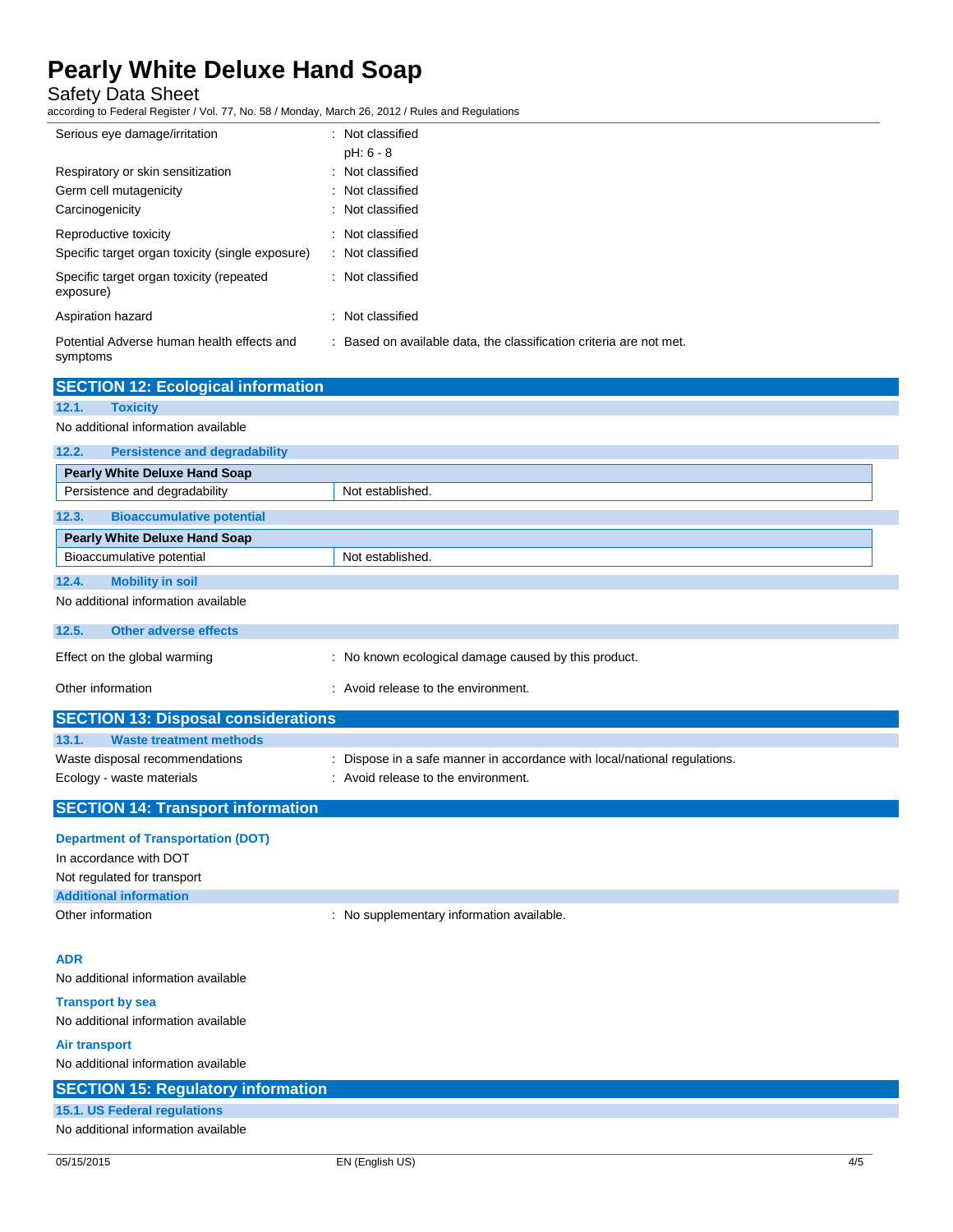| | |
|---|---|
| Serious eye damage/irritation | : Not classified |
| | pH: 6 - 8 |
| Respiratory or skin sensitization | : Not classified |
| Germ cell mutagenicity | : Not classified |
| Carcinogenicity | : Not classified |
| Reproductive toxicity | : Not classified |
| Specific target organ toxicity (single exposure) | : Not classified |
| Specific target organ toxicity (repeated exposure) | : Not classified |
| Aspiration hazard | : Not classified |
| Potential Adverse human health effects and symptoms | : Based on available data, the classification criteria are not met. |

## SECTION 12: Ecological information

### 12.1. Toxicity

No additional information available

### 12.2. Persistence and degradability

| Pearly White Deluxe Hand Soap | |
|---|---|
| Persistence and degradability | Not established. |

### 12.3. Bioaccumulative potential

| Pearly White Deluxe Hand Soap | |
|---|---|
| Bioaccumulative potential | Not established. |

### 12.4. Mobility in soil

No additional information available

### 12.5. Other adverse effects

| | |
|---|---|
| Effect on the global warming | : No known ecological damage caused by this product. |
| Other information | : Avoid release to the environment. |

## SECTION 13: Disposal considerations

### 13.1. Waste treatment methods

| | |
|---|---|
| Waste disposal recommendations | : Dispose in a safe manner in accordance with local/national regulations. |
| Ecology - waste materials | : Avoid release to the environment. |

## SECTION 14: Transport information

**Department of Transportation (DOT)**

In accordance with DOT

Not regulated for transport

**Additional information**

| | |
|---|---|
| Other information | : No supplementary information available. |

**ADR**

No additional information available

**Transport by sea**

No additional information available

**Air transport**

No additional information available

## SECTION 15: Regulatory information

### 15.1. US Federal regulations

No additional information available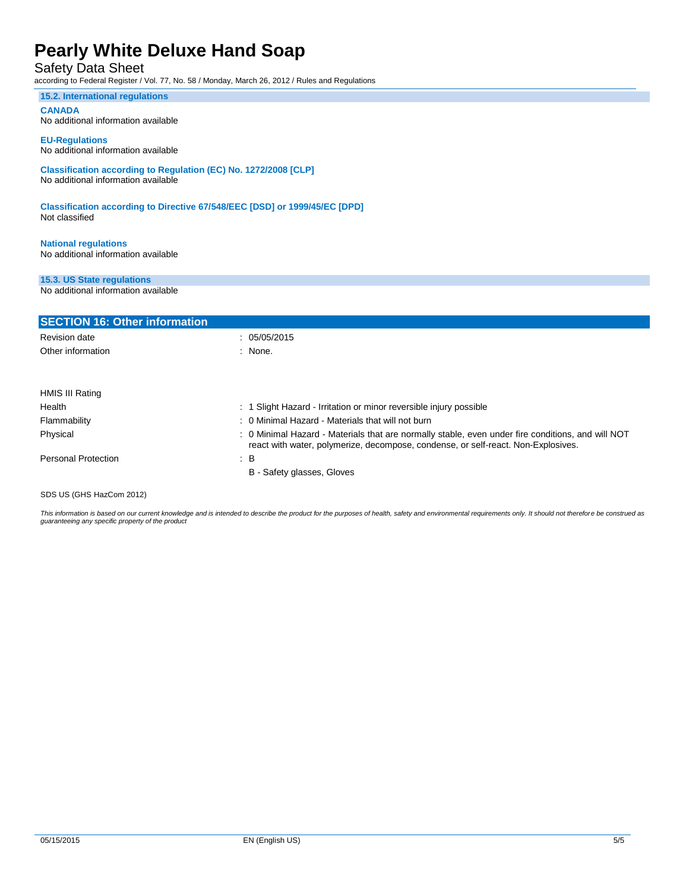### 15.2. International regulations

**CANADA**
No additional information available

**EU-Regulations**
No additional information available

**Classification according to Regulation (EC) No. 1272/2008 [CLP]**
No additional information available

**Classification according to Directive 67/548/EEC [DSD] or 1999/45/EC [DPD]**
Not classified

**National regulations**
No additional information available

### 15.3. US State regulations

No additional information available

## SECTION 16: Other information

| | |
|---|---|
| Revision date | : 05/05/2015 |
| Other information | : None. |

| | |
|---|---|
| HMIS III Rating | |
| Health | : 1 Slight Hazard - Irritation or minor reversible injury possible |
| Flammability | : 0 Minimal Hazard - Materials that will not burn |
| Physical | : 0 Minimal Hazard - Materials that are normally stable, even under fire conditions, and will NOT react with water, polymerize, decompose, condense, or self-react. Non-Explosives. |
| Personal Protection | : B<br>B - Safety glasses, Gloves |

SDS US (GHS HazCom 2012)

*This information is based on our current knowledge and is intended to describe the product for the purposes of health, safety and environmental requirements only. It should not therefore be construed as guaranteeing any specific property of the product*